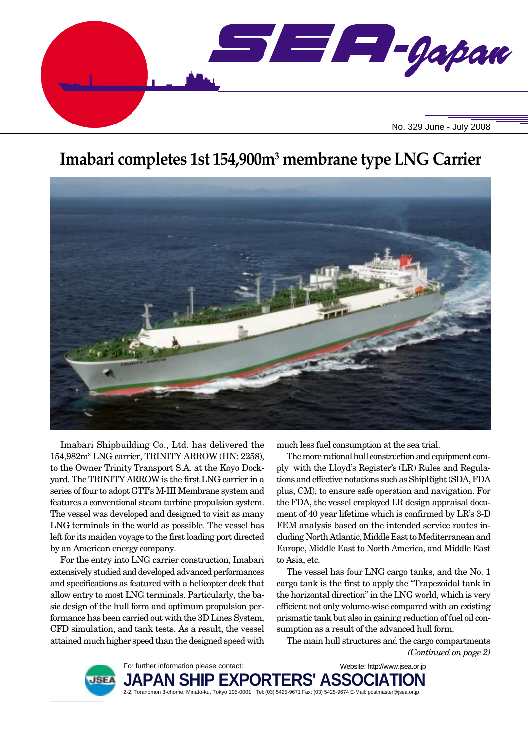# Imabari completes 1st 154,900m$^3$ membrane type LNG Carrier

Imabari Shipbuilding Co., Ltd. has delivered the 154,982m$^3$ LNG carrier, TRINITY ARROW (HN: 2258), to the Owner Trinity Transport S.A. at the Koyo Dockyard. The TRINITY ARROW is the first LNG carrier in a series of four to adopt GTT's M-III Membrane system and features a conventional steam turbine propulsion system. The vessel was developed and designed to visit as many LNG terminals in the world as possible. The vessel has left for its maiden voyage to the first loading port directed by an American energy company.

For the entry into LNG carrier construction, Imabari extensively studied and developed advanced performances and specifications as featured with a helicopter deck that allow entry to most LNG terminals. Particularly, the basic design of the hull form and optimum propulsion performance has been carried out with the 3D Lines System, CFD simulation, and tank tests. As a result, the vessel attained much higher speed than the designed speed with much less fuel consumption at the sea trial.

The more rational hull construction and equipment comply with the Lloyd's Register's (LR) Rules and Regulations and effective notations such as ShipRight (SDA, FDA plus, CM), to ensure safe operation and navigation. For the FDA, the vessel employed LR design appraisal document of 40 year lifetime which is confirmed by LR's 3-D FEM analysis based on the intended service routes including North Atlantic, Middle East to Mediterranean and Europe, Middle East to North America, and Middle East to Asia, etc.

The vessel has four LNG cargo tanks, and the No. 1 cargo tank is the first to apply the "Trapezoidal tank in the horizontal direction" in the LNG world, which is very efficient not only volume-wise compared with an existing prismatic tank but also in gaining reduction of fuel oil consumption as a result of the advanced hull form.

The main hull structures and the cargo compartments

*(Continued on page 2)*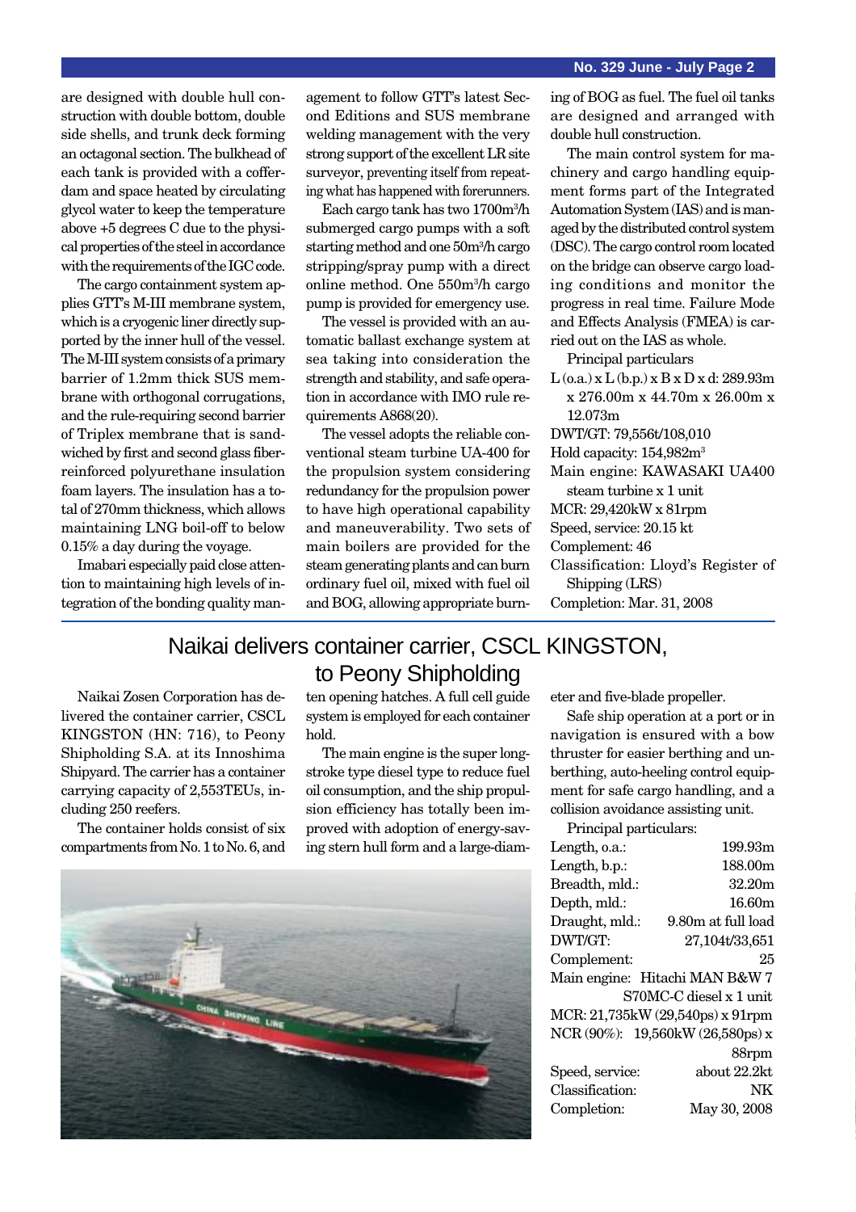are designed with double hull construction with double bottom, double side shells, and trunk deck forming an octagonal section. The bulkhead of each tank is provided with a cofferdam and space heated by circulating glycol water to keep the temperature above +5 degrees C due to the physical properties of the steel in accordance with the requirements of the IGC code.

The cargo containment system applies GTT's M-III membrane system, which is a cryogenic liner directly supported by the inner hull of the vessel. The M-III system consists of a primary barrier of 1.2mm thick SUS membrane with orthogonal corrugations, and the rule-requiring second barrier of Triplex membrane that is sandwiched by first and second glass fiber-reinforced polyurethane insulation foam layers. The insulation has a total of 270mm thickness, which allows maintaining LNG boil-off to below 0.15% a day during the voyage.

Imabari especially paid close attention to maintaining high levels of integration of the bonding quality management to follow GTT's latest Second Editions and SUS membrane welding management with the very strong support of the excellent LR site surveyor, preventing itself from repeating what has happened with forerunners.

Each cargo tank has two 1700m$^3$/h submerged cargo pumps with a soft starting method and one 50m$^3$/h cargo stripping/spray pump with a direct online method. One 550m$^3$/h cargo pump is provided for emergency use.

The vessel is provided with an automatic ballast exchange system at sea taking into consideration the strength and stability, and safe operation in accordance with IMO rule requirements A868(20).

The vessel adopts the reliable conventional steam turbine UA-400 for the propulsion system considering redundancy for the propulsion power to have high operational capability and maneuverability. Two sets of main boilers are provided for the steam generating plants and can burn ordinary fuel oil, mixed with fuel oil and BOG, allowing appropriate burning of BOG as fuel. The fuel oil tanks are designed and arranged with double hull construction.

The main control system for machinery and cargo handling equipment forms part of the Integrated Automation System (IAS) and is managed by the distributed control system (DSC). The cargo control room located on the bridge can observe cargo loading conditions and monitor the progress in real time. Failure Mode and Effects Analysis (FMEA) is carried out on the IAS as whole.

Principal particulars

L (o.a.) x L (b.p.) x B x D x d: 289.93m x 276.00m x 44.70m x 26.00m x 12.073m
DWT/GT: 79,556t/108,010
Hold capacity: 154,982m$^3$
Main engine: KAWASAKI UA400 steam turbine x 1 unit
MCR: 29,420kW x 81rpm
Speed, service: 20.15 kt
Complement: 46
Classification: Lloyd's Register of Shipping (LRS)
Completion: Mar. 31, 2008

## Naikai delivers container carrier, CSCL KINGSTON, to Peony Shipholding

Naikai Zosen Corporation has delivered the container carrier, CSCL KINGSTON (HN: 716), to Peony Shipholding S.A. at its Innoshima Shipyard. The carrier has a container carrying capacity of 2,553TEUs, including 250 reefers.

The container holds consist of six compartments from No. 1 to No. 6, and ten opening hatches. A full cell guide system is employed for each container hold.

The main engine is the super long-stroke type diesel type to reduce fuel oil consumption, and the ship propulsion efficiency has totally been improved with adoption of energy-saving stern hull form and a large-diameter and five-blade propeller.

Safe ship operation at a port or in navigation is ensured with a bow thruster for easier berthing and unberthing, auto-heeling control equipment for safe cargo handling, and a collision avoidance assisting unit.

Principal particulars:

| | |
|---|---|
| Length, o.a.: | 199.93m |
| Length, b.p.: | 188.00m |
| Breadth, mld.: | 32.20m |
| Depth, mld.: | 16.60m |
| Draught, mld.: | 9.80m at full load |
| DWT/GT: | 27,104t/33,651 |
| Complement: | 25 |
| Main engine: | Hitachi MAN B&W 7 S70MC-C diesel x 1 unit |
| MCR: | 21,735kW (29,540ps) x 91rpm |
| NCR (90%): | 19,560kW (26,580ps) x 88rpm |
| Speed, service: | about 22.2kt |
| Classification: | NK |
| Completion: | May 30, 2008 |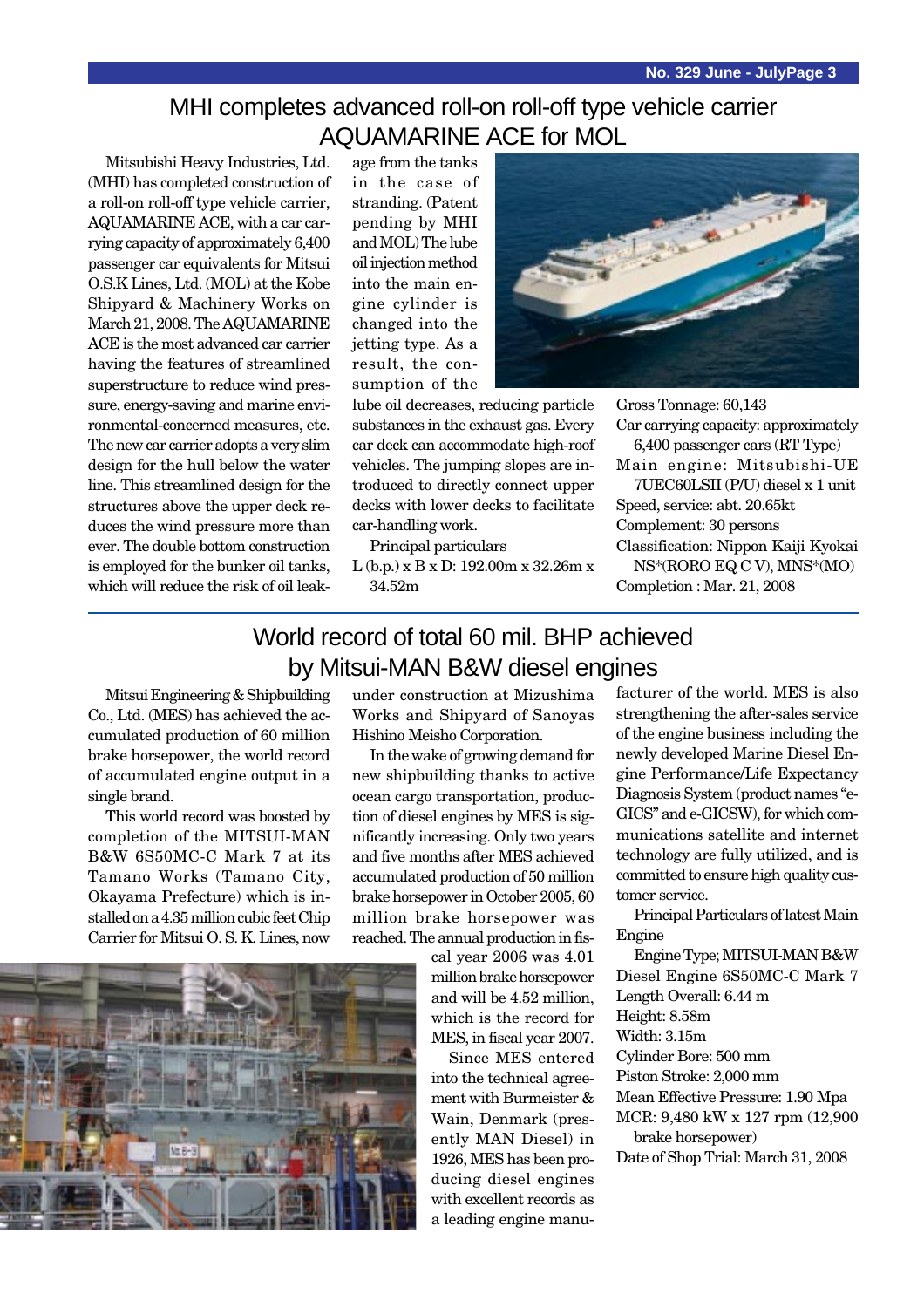## MHI completes advanced roll-on roll-off type vehicle carrier AQUAMARINE ACE for MOL

Mitsubishi Heavy Industries, Ltd. (MHI) has completed construction of a roll-on roll-off type vehicle carrier, AQUAMARINE ACE, with a car carrying capacity of approximately 6,400 passenger car equivalents for Mitsui O.S.K Lines, Ltd. (MOL) at the Kobe Shipyard & Machinery Works on March 21, 2008. The AQUAMARINE ACE is the most advanced car carrier having the features of streamlined superstructure to reduce wind pressure, energy-saving and marine environmental-concerned measures, etc. The new car carrier adopts a very slim design for the hull below the water line. This streamlined design for the structures above the upper deck reduces the wind pressure more than ever. The double bottom construction is employed for the bunker oil tanks, which will reduce the risk of oil leakage from the tanks in the case of stranding. (Patent pending by MHI and MOL) The lube oil injection method into the main engine cylinder is changed into the jetting type. As a result, the consumption of the lube oil decreases, reducing particle substances in the exhaust gas. Every car deck can accommodate high-roof vehicles. The jumping slopes are introduced to directly connect upper decks with lower decks to facilitate car-handling work.

Principal particulars

L (b.p.) x B x D: 192.00m x 32.26m x 34.52m
Gross Tonnage: 60,143
Car carrying capacity: approximately 6,400 passenger cars (RT Type)
Main engine: Mitsubishi-UE 7UEC60LSII (P/U) diesel x 1 unit
Speed, service: abt. 20.65kt
Complement: 30 persons
Classification: Nippon Kaiji Kyokai NS*(RORO EQ C V), MNS*(MO)
Completion : Mar. 21, 2008

## World record of total 60 mil. BHP achieved by Mitsui-MAN B&W diesel engines

Mitsui Engineering & Shipbuilding Co., Ltd. (MES) has achieved the accumulated production of 60 million brake horsepower, the world record of accumulated engine output in a single brand.

This world record was boosted by completion of the MITSUI-MAN B&W 6S50MC-C Mark 7 at its Tamano Works (Tamano City, Okayama Prefecture) which is installed on a 4.35 million cubic feet Chip Carrier for Mitsui O. S. K. Lines, now under construction at Mizushima Works and Shipyard of Sanoyas Hishino Meisho Corporation.

In the wake of growing demand for new shipbuilding thanks to active ocean cargo transportation, production of diesel engines by MES is significantly increasing. Only two years and five months after MES achieved accumulated production of 50 million brake horsepower in October 2005, 60 million brake horsepower was reached. The annual production in fiscal year 2006 was 4.01 million brake horsepower and will be 4.52 million, which is the record for MES, in fiscal year 2007.

Since MES entered into the technical agreement with Burmeister & Wain, Denmark (presently MAN Diesel) in 1926, MES has been producing diesel engines with excellent records as a leading engine manufacturer of the world. MES is also strengthening the after-sales service of the engine business including the newly developed Marine Diesel Engine Performance/Life Expectancy Diagnosis System (product names "e-GICS" and e-GICSW), for which communications satellite and internet technology are fully utilized, and is committed to ensure high quality customer service.

Principal Particulars of latest Main Engine

Engine Type; MITSUI-MAN B&W Diesel Engine 6S50MC-C Mark 7
Length Overall: 6.44 m
Height: 8.58m
Width: 3.15m
Cylinder Bore: 500 mm
Piston Stroke: 2,000 mm
Mean Effective Pressure: 1.90 Mpa
MCR: 9,480 kW x 127 rpm (12,900 brake horsepower)
Date of Shop Trial: March 31, 2008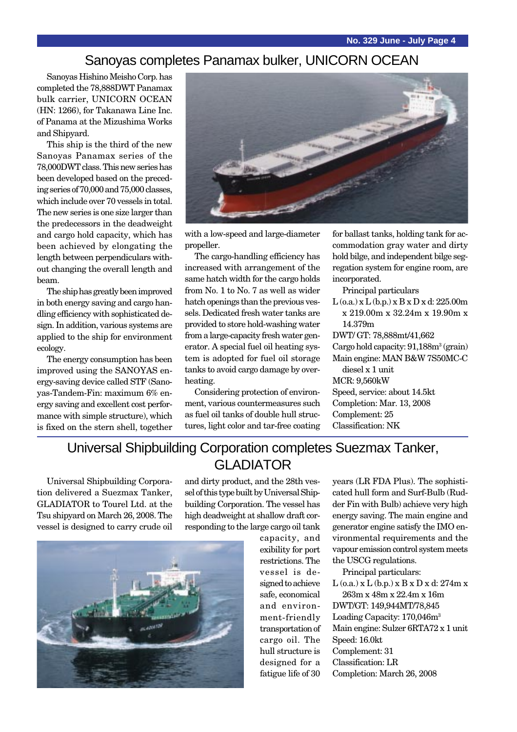## Sanoyas completes Panamax bulker, UNICORN OCEAN

Sanoyas Hishino Meisho Corp. has completed the 78,888DWT Panamax bulk carrier, UNICORN OCEAN (HN: 1266), for Takanawa Line Inc. of Panama at the Mizushima Works and Shipyard.

This ship is the third of the new Sanoyas Panamax series of the 78,000DWT class. This new series has been developed based on the preceding series of 70,000 and 75,000 classes, which include over 70 vessels in total. The new series is one size larger than the predecessors in the deadweight and cargo hold capacity, which has been achieved by elongating the length between perpendiculars without changing the overall length and beam.

The ship has greatly been improved in both energy saving and cargo handling efficiency with sophisticated design. In addition, various systems are applied to the ship for environment ecology.

The energy consumption has been improved using the SANOYAS energy-saving device called STF (Sanoyas-Tandem-Fin: maximum 6% energy saving and excellent cost performance with simple structure), which is fixed on the stern shell, together with a low-speed and large-diameter propeller.

The cargo-handling efficiency has increased with arrangement of the same hatch width for the cargo holds from No. 1 to No. 7 as well as wider hatch openings than the previous vessels. Dedicated fresh water tanks are provided to store hold-washing water from a large-capacity fresh water generator. A special fuel oil heating system is adopted for fuel oil storage tanks to avoid cargo damage by overheating.

Considering protection of environment, various countermeasures such as fuel oil tanks of double hull structures, light color and tar-free coating for ballast tanks, holding tank for accommodation gray water and dirty hold bilge, and independent bilge segregation system for engine room, are incorporated.

Principal particulars

L (o.a.) x L (b.p.) x B x D x d: 225.00m x 219.00m x 32.24m x 19.90m x 14.379m
DWT/ GT: 78,888mt/41,662
Cargo hold capacity: 91,188m$^3$ (grain)
Main engine: MAN B&W 7S50MC-C diesel x 1 unit
MCR: 9,560kW
Speed, service: about 14.5kt
Completion: Mar. 13, 2008
Complement: 25
Classification: NK

## Universal Shipbuilding Corporation completes Suezmax Tanker, GLADIATOR

Universal Shipbuilding Corporation delivered a Suezmax Tanker, GLADIATOR to Tourel Ltd. at the Tsu shipyard on March 26, 2008. The vessel is designed to carry crude oil and dirty product, and the 28th vessel of this type built by Universal Shipbuilding Corporation. The vessel has high deadweight at shallow draft corresponding to the large cargo oil tank capacity, and exibility for port restrictions. The vessel is designed to achieve safe, economical and environment-friendly transportation of cargo oil. The hull structure is designed for a fatigue life of 30 years (LR FDA Plus). The sophisticated hull form and Surf-Bulb (Rudder Fin with Bulb) achieve very high energy saving. The main engine and generator engine satisfy the IMO environmental requirements and the vapour emission control system meets the USCG regulations.

Principal particulars:

L (o.a.) x L (b.p.) x B x D x d: 274m x 263m x 48m x 22.4m x 16m
DWT/GT: 149,944MT/78,845
Loading Capacity: 170,046m$^3$
Main engine: Sulzer 6RTA72 x 1 unit
Speed: 16.0kt
Complement: 31
Classification: LR
Completion: March 26, 2008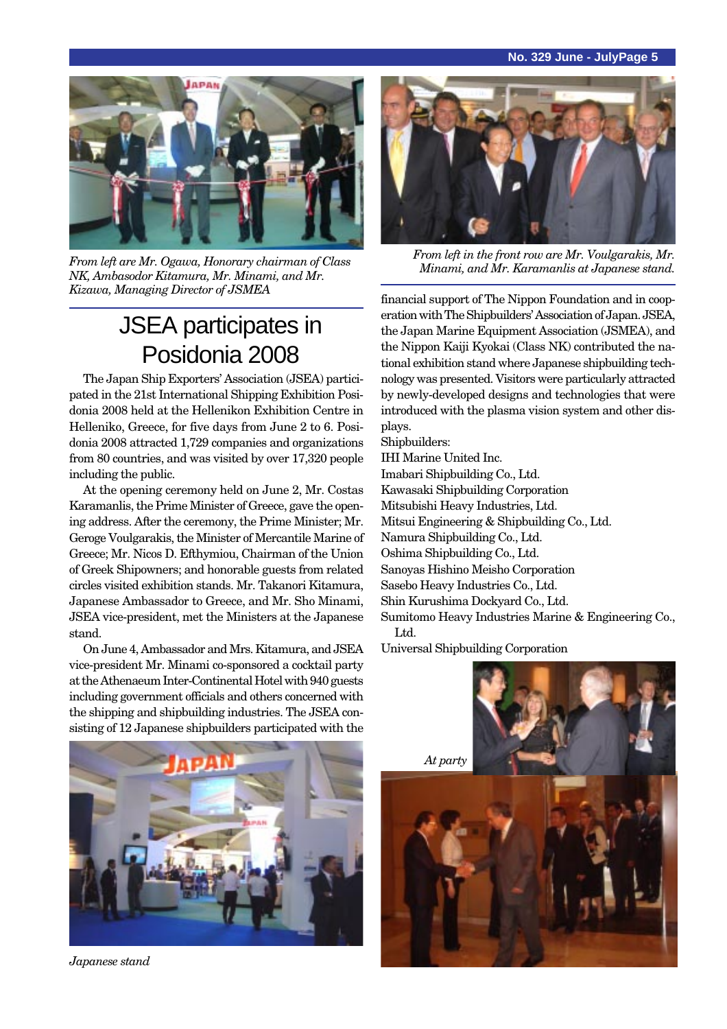From left are Mr. Ogawa, Honorary chairman of Class NK, Ambasodor Kitamura, Mr. Minami, and Mr. Kizawa, Managing Director of JSMEA

From left in the front row are Mr. Voulgarakis, Mr. Minami, and Mr. Karamanlis at Japanese stand.

# JSEA participates in Posidonia 2008

The Japan Ship Exporters' Association (JSEA) participated in the 21st International Shipping Exhibition Posidonia 2008 held at the Hellenikon Exhibition Centre in Helleniko, Greece, for five days from June 2 to 6. Posidonia 2008 attracted 1,729 companies and organizations from 80 countries, and was visited by over 17,320 people including the public.

At the opening ceremony held on June 2, Mr. Costas Karamanlis, the Prime Minister of Greece, gave the opening address. After the ceremony, the Prime Minister; Mr. Geroge Voulgarakis, the Minister of Mercantile Marine of Greece; Mr. Nicos D. Efthymiou, Chairman of the Union of Greek Shipowners; and honorable guests from related circles visited exhibition stands. Mr. Takanori Kitamura, Japanese Ambassador to Greece, and Mr. Sho Minami, JSEA vice-president, met the Ministers at the Japanese stand.

On June 4, Ambassador and Mrs. Kitamura, and JSEA vice-president Mr. Minami co-sponsored a cocktail party at the Athenaeum Inter-Continental Hotel with 940 guests including government officials and others concerned with the shipping and shipbuilding industries. The JSEA consisting of 12 Japanese shipbuilders participated with the financial support of The Nippon Foundation and in cooperation with The Shipbuilders' Association of Japan. JSEA, the Japan Marine Equipment Association (JSMEA), and the Nippon Kaiji Kyokai (Class NK) contributed the national exhibition stand where Japanese shipbuilding technology was presented. Visitors were particularly attracted by newly-developed designs and technologies that were introduced with the plasma vision system and other displays.

Shipbuilders:

IHI Marine United Inc.
Imabari Shipbuilding Co., Ltd.
Kawasaki Shipbuilding Corporation
Mitsubishi Heavy Industries, Ltd.
Mitsui Engineering & Shipbuilding Co., Ltd.
Namura Shipbuilding Co., Ltd.
Oshima Shipbuilding Co., Ltd.
Sanoyas Hishino Meisho Corporation
Sasebo Heavy Industries Co., Ltd.
Shin Kurushima Dockyard Co., Ltd.
Sumitomo Heavy Industries Marine & Engineering Co., Ltd.
Universal Shipbuilding Corporation

Japanese stand

At party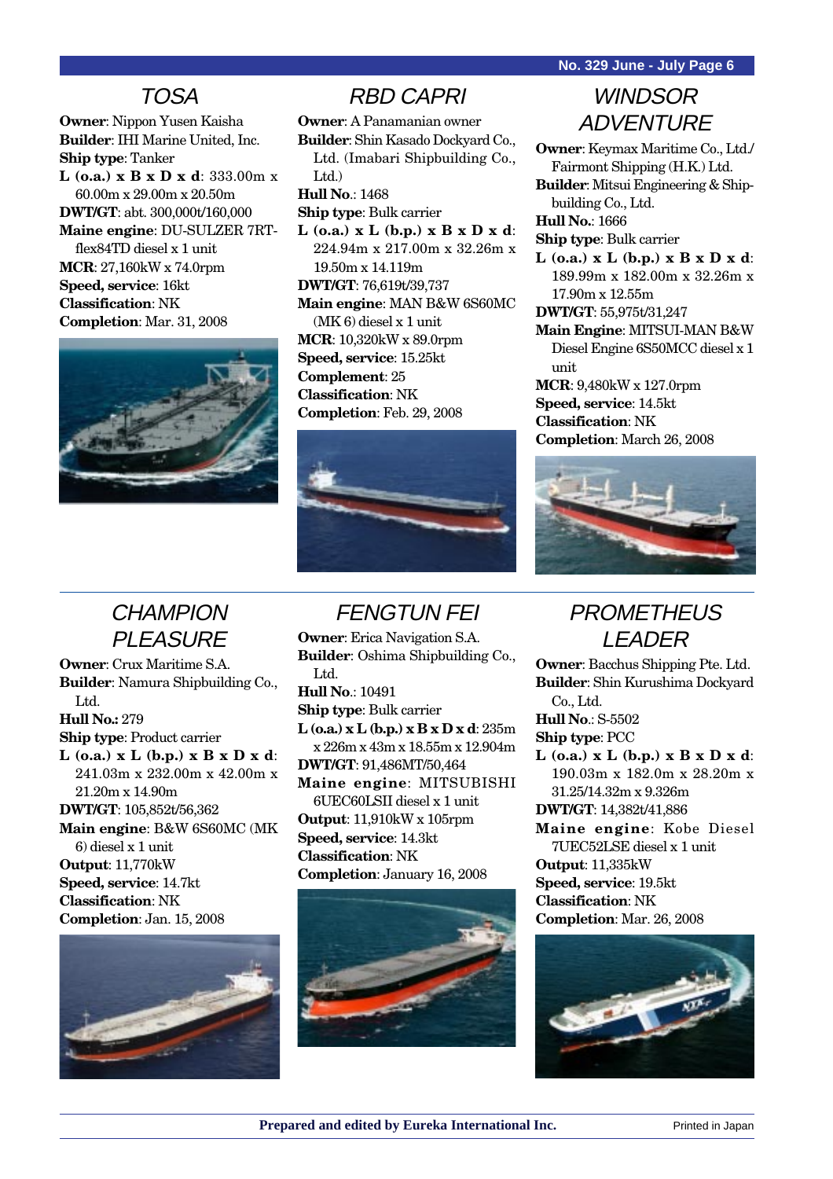## TOSA

**Owner**: Nippon Yusen Kaisha
**Builder**: IHI Marine United, Inc.
**Ship type**: Tanker
**L (o.a.) x B x D x d**: 333.00m x 60.00m x 29.00m x 20.50m
**DWT/GT**: abt. 300,000t/160,000
**Maine engine**: DU-SULZER 7RT-flex84TD diesel x 1 unit
**MCR**: 27,160kW x 74.0rpm
**Speed, service**: 16kt
**Classification**: NK
**Completion**: Mar. 31, 2008

## RBD CAPRI

**Owner**: A Panamanian owner
**Builder**: Shin Kasado Dockyard Co., Ltd. (Imabari Shipbuilding Co., Ltd.)
**Hull No.**: 1468
**Ship type**: Bulk carrier
**L (o.a.) x L (b.p.) x B x D x d**: 224.94m x 217.00m x 32.26m x 19.50m x 14.119m
**DWT/GT**: 76,619t/39,737
**Main engine**: MAN B&W 6S60MC (MK 6) diesel x 1 unit
**MCR**: 10,320kW x 89.0rpm
**Speed, service**: 15.25kt
**Complement**: 25
**Classification**: NK
**Completion**: Feb. 29, 2008

## WINDSOR ADVENTURE

**Owner**: Keymax Maritime Co., Ltd./ Fairmont Shipping (H.K.) Ltd.
**Builder**: Mitsui Engineering & Shipbuilding Co., Ltd.
**Hull No.**: 1666
**Ship type**: Bulk carrier
**L (o.a.) x L (b.p.) x B x D x d**: 189.99m x 182.00m x 32.26m x 17.90m x 12.55m
**DWT/GT**: 55,975t/31,247
**Main Engine**: MITSUI-MAN B&W Diesel Engine 6S50MCC diesel x 1 unit
**MCR**: 9,480kW x 127.0rpm
**Speed, service**: 14.5kt
**Classification**: NK
**Completion**: March 26, 2008

## CHAMPION PLEASURE

**Owner**: Crux Maritime S.A.
**Builder**: Namura Shipbuilding Co., Ltd.
**Hull No.:** 279
**Ship type**: Product carrier
**L (o.a.) x L (b.p.) x B x D x d**: 241.03m x 232.00m x 42.00m x 21.20m x 14.90m
**DWT/GT**: 105,852t/56,362
**Main engine**: B&W 6S60MC (MK 6) diesel x 1 unit
**Output**: 11,770kW
**Speed, service**: 14.7kt
**Classification**: NK
**Completion**: Jan. 15, 2008

## FENGTUN FEI

**Owner**: Erica Navigation S.A.
**Builder**: Oshima Shipbuilding Co., Ltd.
**Hull No.**: 10491
**Ship type**: Bulk carrier
**L (o.a.) x L (b.p.) x B x D x d**: 235m x 226m x 43m x 18.55m x 12.904m
**DWT/GT**: 91,486MT/50,464
**Maine engine**: MITSUBISHI 6UEC60LSII diesel x 1 unit
**Output**: 11,910kW x 105rpm
**Speed, service**: 14.3kt
**Classification**: NK
**Completion**: January 16, 2008

## PROMETHEUS LEADER

**Owner**: Bacchus Shipping Pte. Ltd.
**Builder**: Shin Kurushima Dockyard Co., Ltd.
**Hull No.**: S-5502
**Ship type**: PCC
**L (o.a.) x L (b.p.) x B x D x d**: 190.03m x 182.0m x 28.20m x 31.25/14.32m x 9.326m
**DWT/GT**: 14,382t/41,886
**Maine engine**: Kobe Diesel 7UEC52LSE diesel x 1 unit
**Output**: 11,335kW
**Speed, service**: 19.5kt
**Classification**: NK
**Completion**: Mar. 26, 2008

**Prepared and edited by Eureka International Inc.** Printed in Japan